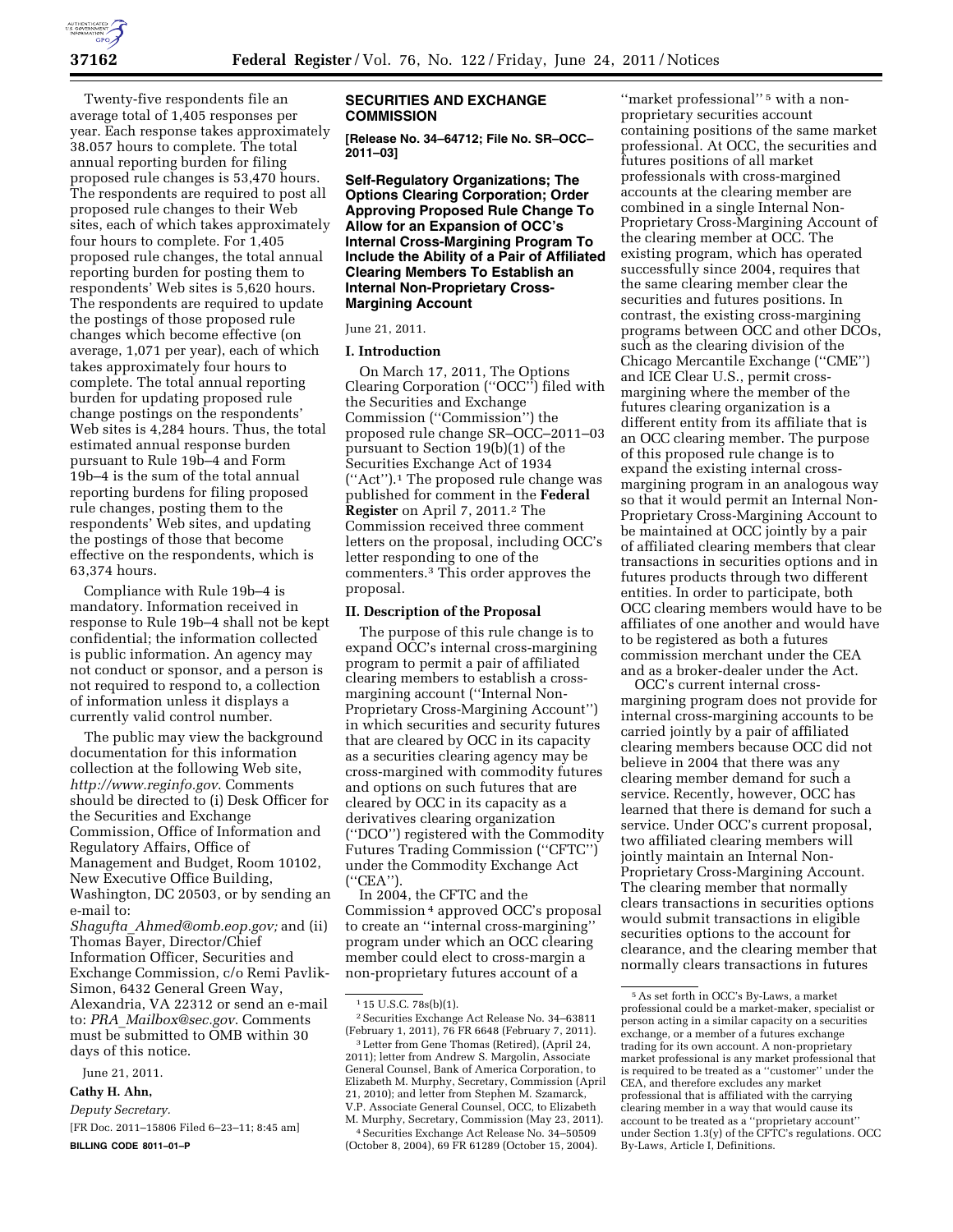Twenty-five respondents file an average total of 1,405 responses per year. Each response takes approximately 38.057 hours to complete. The total annual reporting burden for filing proposed rule changes is 53,470 hours. The respondents are required to post all proposed rule changes to their Web sites, each of which takes approximately four hours to complete. For 1,405 proposed rule changes, the total annual reporting burden for posting them to respondents' Web sites is 5,620 hours. The respondents are required to update the postings of those proposed rule changes which become effective (on average, 1,071 per year), each of which takes approximately four hours to complete. The total annual reporting burden for updating proposed rule change postings on the respondents' Web sites is 4,284 hours. Thus, the total estimated annual response burden pursuant to Rule 19b–4 and Form 19b–4 is the sum of the total annual reporting burdens for filing proposed rule changes, posting them to the respondents' Web sites, and updating the postings of those that become effective on the respondents, which is 63,374 hours.

Compliance with Rule 19b–4 is mandatory. Information received in response to Rule 19b–4 shall not be kept confidential; the information collected is public information. An agency may not conduct or sponsor, and a person is not required to respond to, a collection of information unless it displays a currently valid control number.

The public may view the background documentation for this information collection at the following Web site, *http://www.reginfo.gov*. Comments should be directed to (i) Desk Officer for the Securities and Exchange Commission, Office of Information and Regulatory Affairs, Office of Management and Budget, Room 10102, New Executive Office Building, Washington, DC 20503, or by sending an e-mail to: *Shagufta_Ahmed@omb.eop.gov;* and (ii) Thomas Bayer, Director/Chief Information Officer, Securities and Exchange Commission, c/o Remi Pavlik-Simon, 6432 General Green Way, Alexandria, VA 22312 or send an e-mail to: *PRA_Mailbox@sec.gov*. Comments must be submitted to OMB within 30 days of this notice.

June 21, 2011.

**Cathy H. Ahn,**

*Deputy Secretary.*

[FR Doc. 2011–15806 Filed 6–23–11; 8:45 am]

**BILLING CODE 8011–01–P**

## SECURITIES AND EXCHANGE COMMISSION

**[Release No. 34–64712; File No. SR–OCC–2011–03]**

### Self-Regulatory Organizations; The Options Clearing Corporation; Order Approving Proposed Rule Change To Allow for an Expansion of OCC's Internal Cross-Margining Program To Include the Ability of a Pair of Affiliated Clearing Members To Establish an Internal Non-Proprietary Cross-Margining Account

June 21, 2011.

### I. Introduction

On March 17, 2011, The Options Clearing Corporation ("OCC") filed with the Securities and Exchange Commission ("Commission") the proposed rule change SR–OCC–2011–03 pursuant to Section 19(b)(1) of the Securities Exchange Act of 1934 ("Act").[1] The proposed rule change was published for comment in the **Federal Register** on April 7, 2011.[2] The Commission received three comment letters on the proposal, including OCC's letter responding to one of the commenters.[3] This order approves the proposal.

### II. Description of the Proposal

The purpose of this rule change is to expand OCC's internal cross-margining program to permit a pair of affiliated clearing members to establish a cross-margining account ("Internal Non-Proprietary Cross-Margining Account") in which securities and security futures that are cleared by OCC in its capacity as a securities clearing agency may be cross-margined with commodity futures and options on such futures that are cleared by OCC in its capacity as a derivatives clearing organization ("DCO") registered with the Commodity Futures Trading Commission ("CFTC") under the Commodity Exchange Act ("CEA").

In 2004, the CFTC and the Commission[4] approved OCC's proposal to create an "internal cross-margining" program under which an OCC clearing member could elect to cross-margin a non-proprietary futures account of a "market professional"[5] with a non-proprietary securities account containing positions of the same market professional. At OCC, the securities and futures positions of all market professionals with cross-margined accounts at the clearing member are combined in a single Internal Non-Proprietary Cross-Margining Account of the clearing member at OCC. The existing program, which has operated successfully since 2004, requires that the same clearing member clear the securities and futures positions. In contrast, the existing cross-margining programs between OCC and other DCOs, such as the clearing division of the Chicago Mercantile Exchange ("CME") and ICE Clear U.S., permit cross-margining where the member of the futures clearing organization is a different entity from its affiliate that is an OCC clearing member. The purpose of this proposed rule change is to expand the existing internal cross-margining program in an analogous way so that it would permit an Internal Non-Proprietary Cross-Margining Account to be maintained at OCC jointly by a pair of affiliated clearing members that clear transactions in securities options and in futures products through two different entities. In order to participate, both OCC clearing members would have to be affiliates of one another and would have to be registered as both a futures commission merchant under the CEA and as a broker-dealer under the Act.

OCC's current internal cross-margining program does not provide for internal cross-margining accounts to be carried jointly by a pair of affiliated clearing members because OCC did not believe in 2004 that there was any clearing member demand for such a service. Recently, however, OCC has learned that there is demand for such a service. Under OCC's current proposal, two affiliated clearing members will jointly maintain an Internal Non-Proprietary Cross-Margining Account. The clearing member that normally clears transactions in securities options would submit transactions in eligible securities options to the account for clearance, and the clearing member that normally clears transactions in futures

---

[1] 15 U.S.C. 78s(b)(1).

[2] Securities Exchange Act Release No. 34–63811 (February 1, 2011), 76 FR 6648 (February 7, 2011).

[3] Letter from Gene Thomas (Retired), (April 24, 2011); letter from Andrew S. Margolin, Associate General Counsel, Bank of America Corporation, to Elizabeth M. Murphy, Secretary, Commission (April 21, 2010); and letter from Stephen M. Szamarck, V.P. Associate General Counsel, OCC, to Elizabeth M. Murphy, Secretary, Commission (May 23, 2011).

[4] Securities Exchange Act Release No. 34–50509 (October 8, 2004), 69 FR 61289 (October 15, 2004).

[5] As set forth in OCC's By-Laws, a market professional could be a market-maker, specialist or person acting in a similar capacity on a securities exchange, or a member of a futures exchange trading for its own account. A non-proprietary market professional is any market professional that is required to be treated as a "customer" under the CEA, and therefore excludes any market professional that is affiliated with the carrying clearing member in a way that would cause its account to be treated as a "proprietary account" under Section 1.3(y) of the CFTC's regulations. OCC By-Laws, Article I, Definitions.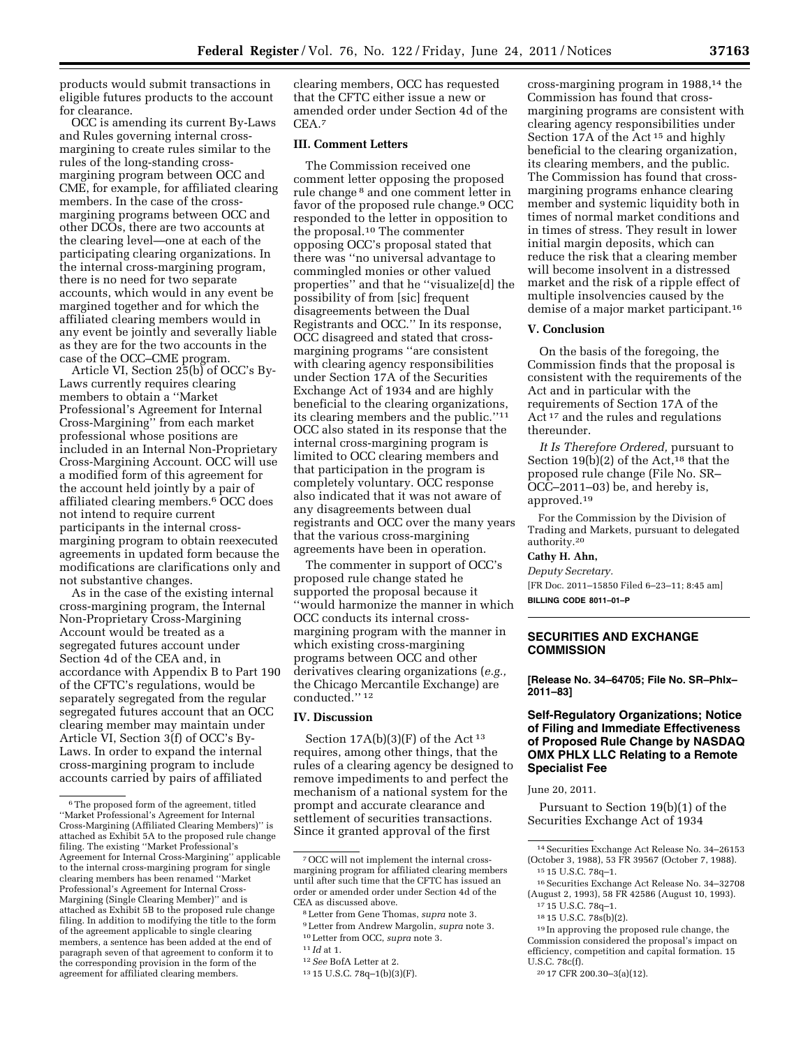products would submit transactions in eligible futures products to the account for clearance.

OCC is amending its current By-Laws and Rules governing internal cross-margining to create rules similar to the rules of the long-standing cross-margining program between OCC and CME, for example, for affiliated clearing members. In the case of the cross-margining programs between OCC and other DCOs, there are two accounts at the clearing level—one at each of the participating clearing organizations. In the internal cross-margining program, there is no need for two separate accounts, which would in any event be margined together and for which the affiliated clearing members would in any event be jointly and severally liable as they are for the two accounts in the case of the OCC–CME program.

Article VI, Section 25(b) of OCC's By-Laws currently requires clearing members to obtain a ''Market Professional's Agreement for Internal Cross-Margining'' from each market professional whose positions are included in an Internal Non-Proprietary Cross-Margining Account. OCC will use a modified form of this agreement for the account held jointly by a pair of affiliated clearing members.[6] OCC does not intend to require current participants in the internal cross-margining program to obtain reexecuted agreements in updated form because the modifications are clarifications only and not substantive changes.

As in the case of the existing internal cross-margining program, the Internal Non-Proprietary Cross-Margining Account would be treated as a segregated futures account under Section 4d of the CEA and, in accordance with Appendix B to Part 190 of the CFTC's regulations, would be separately segregated from the regular segregated futures account that an OCC clearing member may maintain under Article VI, Section 3(f) of OCC's By-Laws. In order to expand the internal cross-margining program to include accounts carried by pairs of affiliated clearing members, OCC has requested that the CFTC either issue a new or amended order under Section 4d of the CEA.[7]

### III. Comment Letters

The Commission received one comment letter opposing the proposed rule change [8] and one comment letter in favor of the proposed rule change.[9] OCC responded to the letter in opposition to the proposal.[10] The commenter opposing OCC's proposal stated that there was ''no universal advantage to commingled monies or other valued properties'' and that he ''visualize[d] the possibility of from [sic] frequent disagreements between the Dual Registrants and OCC.'' In its response, OCC disagreed and stated that cross-margining programs ''are consistent with clearing agency responsibilities under Section 17A of the Securities Exchange Act of 1934 and are highly beneficial to the clearing organizations, its clearing members and the public.''[11] OCC also stated in its response that the internal cross-margining program is limited to OCC clearing members and that participation in the program is completely voluntary. OCC response also indicated that it was not aware of any disagreements between dual registrants and OCC over the many years that the various cross-margining agreements have been in operation.

The commenter in support of OCC's proposed rule change stated he supported the proposal because it ''would harmonize the manner in which OCC conducts its internal cross-margining program with the manner in which existing cross-margining programs between OCC and other derivatives clearing organizations (*e.g.,* the Chicago Mercantile Exchange) are conducted.'' [12]

### IV. Discussion

Section 17A(b)(3)(F) of the Act [13] requires, among other things, that the rules of a clearing agency be designed to remove impediments to and perfect the mechanism of a national system for the prompt and accurate clearance and settlement of securities transactions. Since it granted approval of the first cross-margining program in 1988,[14] the Commission has found that cross-margining programs are consistent with clearing agency responsibilities under Section 17A of the Act [15] and highly beneficial to the clearing organization, its clearing members, and the public. The Commission has found that cross-margining programs enhance clearing member and systemic liquidity both in times of normal market conditions and in times of stress. They result in lower initial margin deposits, which can reduce the risk that a clearing member will become insolvent in a distressed market and the risk of a ripple effect of multiple insolvencies caused by the demise of a major market participant.[16]

### V. Conclusion

On the basis of the foregoing, the Commission finds that the proposal is consistent with the requirements of the Act and in particular with the requirements of Section 17A of the Act [17] and the rules and regulations thereunder.

*It Is Therefore Ordered,* pursuant to Section 19(b)(2) of the Act,[18] that the proposed rule change (File No. SR–OCC–2011–03) be, and hereby is, approved.[19]

For the Commission by the Division of Trading and Markets, pursuant to delegated authority.[20]

**Cathy H. Ahn,**

*Deputy Secretary.*

[FR Doc. 2011–15850 Filed 6–23–11; 8:45 am]

**BILLING CODE 8011–01–P**

---

[6] The proposed form of the agreement, titled ''Market Professional's Agreement for Internal Cross-Margining (Affiliated Clearing Members)'' is attached as Exhibit 5A to the proposed rule change filing. The existing ''Market Professional's Agreement for Internal Cross-Margining'' applicable to the internal cross-margining program for single clearing members has been renamed ''Market Professional's Agreement for Internal Cross-Margining (Single Clearing Member)'' and is attached as Exhibit 5B to the proposed rule change filing. In addition to modifying the title to the form of the agreement applicable to single clearing members, a sentence has been added at the end of paragraph seven of that agreement to conform it to the corresponding provision in the form of the agreement for affiliated clearing members.

[7] OCC will not implement the internal cross-margining program for affiliated clearing members until after such time that the CFTC has issued an order or amended order under Section 4d of the CEA as discussed above.

[8] Letter from Gene Thomas, *supra* note 3.

[9] Letter from Andrew Margolin, *supra* note 3.

[10] Letter from OCC, *supra* note 3.

[11] *Id* at 1.

[12] *See* BofA Letter at 2.

[13] 15 U.S.C. 78q–1(b)(3)(F).

[14] Securities Exchange Act Release No. 34–26153 (October 3, 1988), 53 FR 39567 (October 7, 1988).

[15] 15 U.S.C. 78q–1.

[16] Securities Exchange Act Release No. 34–32708 (August 2, 1993), 58 FR 42586 (August 10, 1993).

[17] 15 U.S.C. 78q–1.

[18] 15 U.S.C. 78s(b)(2).

[19] In approving the proposed rule change, the Commission considered the proposal's impact on efficiency, competition and capital formation. 15 U.S.C. 78c(f).

[20] 17 CFR 200.30–3(a)(12).

---

## SECURITIES AND EXCHANGE COMMISSION

**[Release No. 34–64705; File No. SR–Phlx–2011–83]**

## Self-Regulatory Organizations; Notice of Filing and Immediate Effectiveness of Proposed Rule Change by NASDAQ OMX PHLX LLC Relating to a Remote Specialist Fee

June 20, 2011.

Pursuant to Section 19(b)(1) of the Securities Exchange Act of 1934